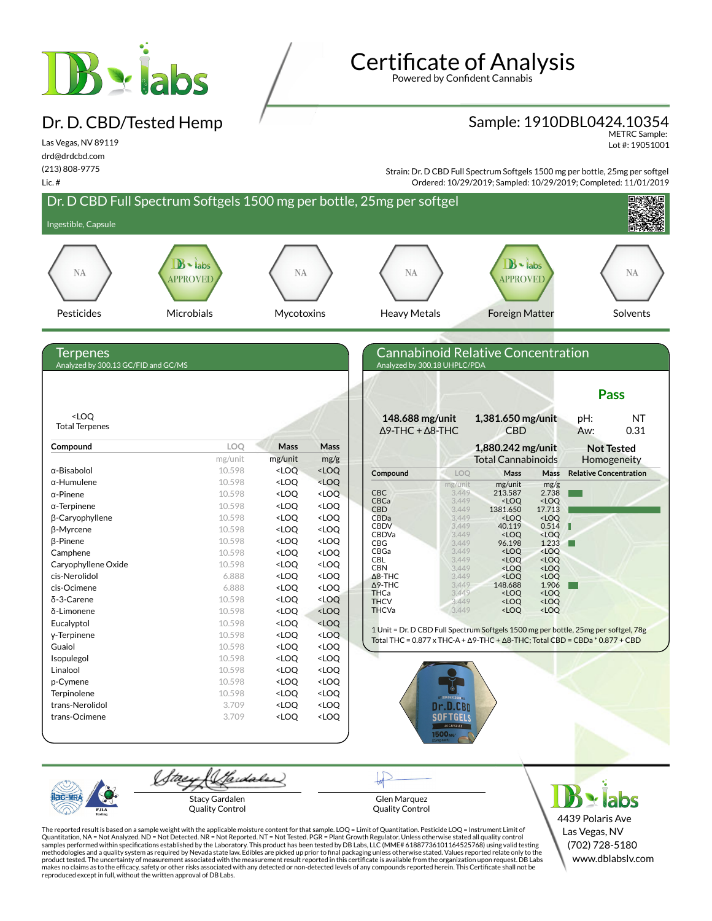# Certificate of Analysis

Powered by Confident Cannabis

## Dr. D. CBD/Tested Hemp

Las Vegas, NV 89119
drd@drdcbd.com
(213) 808-9775
Lic. #

**Sample: 1910DBL0424.10354**
METRC Sample:
Lot #: 19051001

Strain: Dr. D CBD Full Spectrum Softgels 1500 mg per bottle, 25mg per softgel
Ordered: 10/29/2019; Sampled: 10/29/2019; Completed: 11/01/2019

## Dr. D CBD Full Spectrum Softgels 1500 mg per bottle, 25mg per softgel

Ingestible, Capsule

| Pesticides | Microbials | Mycotoxins | Heavy Metals | Foreign Matter | Solvents |
|---|---|---|---|---|---|
| NA | DB labs APPROVED | NA | NA | DB labs APPROVED | NA |

## Terpenes

Analyzed by 300.13 GC/FID and GC/MS

<LOQ
Total Terpenes

| Compound | LOQ | Mass | Mass |
|---|---|---|---|
| | mg/unit | mg/unit | mg/g |
| α-Bisabolol | 10.598 | <LOQ | <LOQ |
| α-Humulene | 10.598 | <LOQ | <LOQ |
| α-Pinene | 10.598 | <LOQ | <LOQ |
| α-Terpinene | 10.598 | <LOQ | <LOQ |
| β-Caryophyllene | 10.598 | <LOQ | <LOQ |
| β-Myrcene | 10.598 | <LOQ | <LOQ |
| β-Pinene | 10.598 | <LOQ | <LOQ |
| Camphene | 10.598 | <LOQ | <LOQ |
| Caryophyllene Oxide | 10.598 | <LOQ | <LOQ |
| cis-Nerolidol | 6.888 | <LOQ | <LOQ |
| cis-Ocimene | 6.888 | <LOQ | <LOQ |
| δ-3-Carene | 10.598 | <LOQ | <LOQ |
| δ-Limonene | 10.598 | <LOQ | <LOQ |
| Eucalyptol | 10.598 | <LOQ | <LOQ |
| γ-Terpinene | 10.598 | <LOQ | <LOQ |
| Guaiol | 10.598 | <LOQ | <LOQ |
| Isopulegol | 10.598 | <LOQ | <LOQ |
| Linalool | 10.598 | <LOQ | <LOQ |
| p-Cymene | 10.598 | <LOQ | <LOQ |
| Terpinolene | 10.598 | <LOQ | <LOQ |
| trans-Nerolidol | 3.709 | <LOQ | <LOQ |
| trans-Ocimene | 3.709 | <LOQ | <LOQ |

## Cannabinoid Relative Concentration

Analyzed by 300.18 UHPLC/PDA

**Pass**

**148.688 mg/unit**
Δ9-THC + Δ8-THC

**1,381.650 mg/unit**
CBD

pH: NT
Aw: 0.31

**1,880.242 mg/unit**
Total Cannabinoids

**Not Tested**
Homogeneity

| Compound | LOQ | Mass | Mass | Relative Concentration |
|---|---|---|---|---|
| | mg/unit | mg/unit | mg/g | |
| CBC | 3.449 | 213.587 | 2.738 | |
| CBCa | 3.449 | <LOQ | <LOQ | |
| CBD | 3.449 | 1381.650 | 17.713 | |
| CBDa | 3.449 | <LOQ | <LOQ | |
| CBDV | 3.449 | 40.119 | 0.514 | |
| CBDVa | 3.449 | <LOQ | <LOQ | |
| CBG | 3.449 | 96.198 | 1.233 | |
| CBGa | 3.449 | <LOQ | <LOQ | |
| CBL | 3.449 | <LOQ | <LOQ | |
| CBN | 3.449 | <LOQ | <LOQ | |
| Δ8-THC | 3.449 | <LOQ | <LOQ | |
| Δ9-THC | 3.449 | 148.688 | 1.906 | |
| THCa | 3.449 | <LOQ | <LOQ | |
| THCV | 3.449 | <LOQ | <LOQ | |
| THCVa | 3.449 | <LOQ | <LOQ | |

1 Unit = Dr. D CBD Full Spectrum Softgels 1500 mg per bottle, 25mg per softgel, 78g
Total THC = 0.877 x THC-A + Δ9-THC + Δ8-THC; Total CBD = CBDa * 0.877 + CBD

Stacy Gardalen
Quality Control

Glen Marquez
Quality Control

DB labs
4439 Polaris Ave
Las Vegas, NV
(702) 728-5180
www.dblabslv.com

The reported result is based on a sample weight with the applicable moisture content for that sample. LOQ = Limit of Quantitation. Pesticide LOQ = Instrument Limit of Quantitation, NA = Not Analyzed. ND = Not Detected. NR = Not Reported. NT = Not Tested. PGR = Plant Growth Regulator. Unless otherwise stated all quality control samples performed within specifications established by the Laboratory. This product has been tested by DB Labs, LLC (MME# 61887736101164525768) using valid testing methodologies and a quality system as required by Nevada state law. Edibles are picked up prior to final packaging unless otherwise stated. Values reported relate only to the product tested. The uncertainty of measurement associated with the measurement result reported in this certificate is available from the organization upon request. DB Labs makes no claims as to the efficacy, safety or other risks associated with any detected or non-detected levels of any compounds reported herein. This Certificate shall not be reproduced except in full, without the written approval of DB Labs.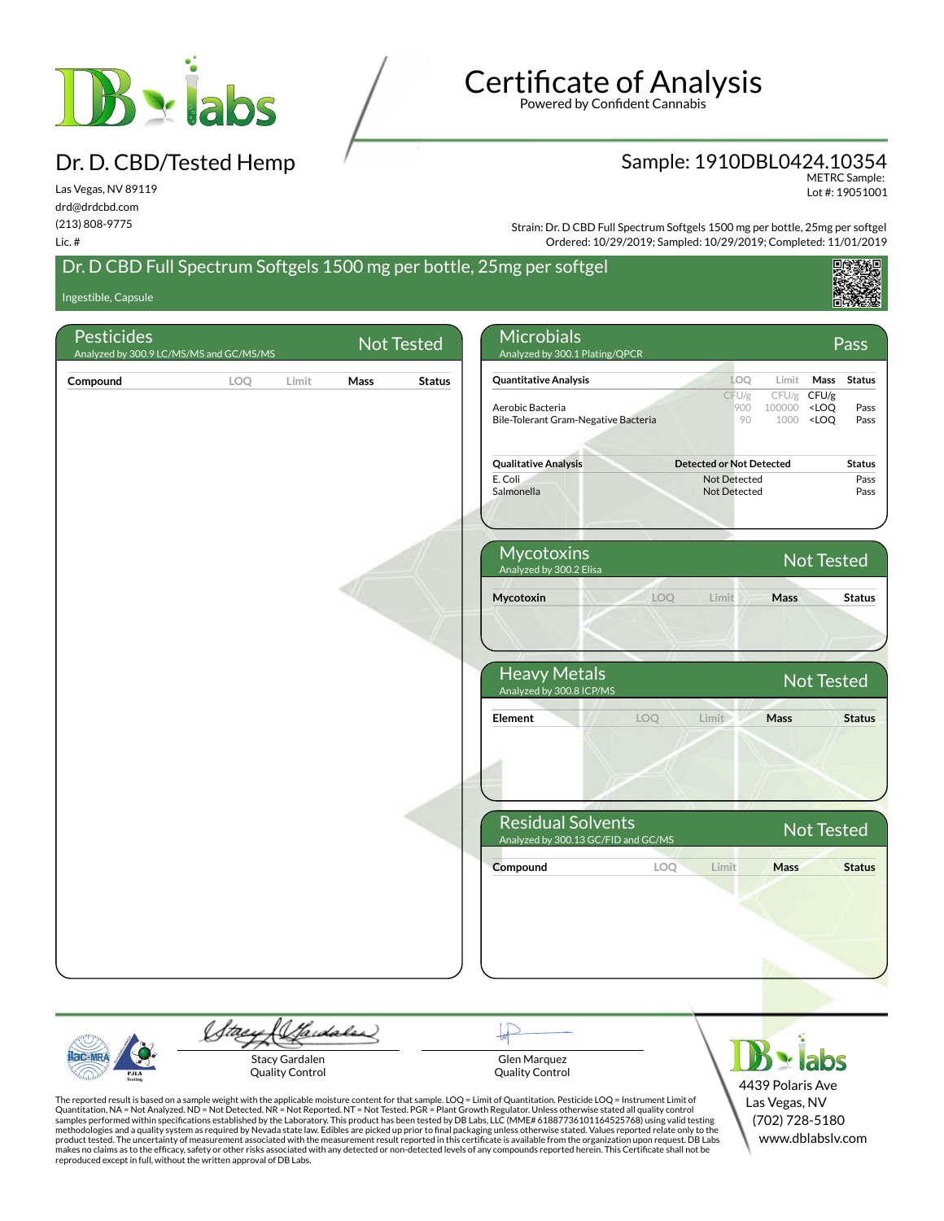# Certificate of Analysis

Powered by Confident Cannabis

## Dr. D. CBD/Tested Hemp

Las Vegas, NV 89119
drd@drdcbd.com
(213) 808-9775
Lic. #

**Sample: 1910DBL0424.10354**
METRC Sample:
Lot #: 19051001

Strain: Dr. D CBD Full Spectrum Softgels 1500 mg per bottle, 25mg per softgel
Ordered: 10/29/2019; Sampled: 10/29/2019; Completed: 11/01/2019

## Dr. D CBD Full Spectrum Softgels 1500 mg per bottle, 25mg per softgel

Ingestible, Capsule

### Pesticides — Not Tested

Analyzed by 300.9 LC/MS/MS and GC/MS/MS

| Compound | LOQ | Limit | Mass | Status |
|---|---|---|---|---|

### Microbials — Pass

Analyzed by 300.1 Plating/QPCR

| Quantitative Analysis | LOQ | Limit | Mass | Status |
|---|---|---|---|---|
| | CFU/g | CFU/g | CFU/g | |
| Aerobic Bacteria | 900 | 100000 | <LOQ | Pass |
| Bile-Tolerant Gram-Negative Bacteria | 90 | 1000 | <LOQ | Pass |

| Qualitative Analysis | Detected or Not Detected | Status |
|---|---|---|
| E. Coli | Not Detected | Pass |
| Salmonella | Not Detected | Pass |

### Mycotoxins — Not Tested

Analyzed by 300.2 Elisa

| Mycotoxin | LOQ | Limit | Mass | Status |
|---|---|---|---|---|

### Heavy Metals — Not Tested

Analyzed by 300.8 ICP/MS

| Element | LOQ | Limit | Mass | Status |
|---|---|---|---|---|

### Residual Solvents — Not Tested

Analyzed by 300.13 GC/FID and GC/MS

| Compound | LOQ | Limit | Mass | Status |
|---|---|---|---|---|

Stacy Gardalen
Quality Control

Glen Marquez
Quality Control

DB labs
4439 Polaris Ave
Las Vegas, NV
(702) 728-5180
www.dblabslv.com

The reported result is based on a sample weight with the applicable moisture content for that sample. LOQ = Limit of Quantitation. Pesticide LOQ = Instrument Limit of Quantitation, NA = Not Analyzed. ND = Not Detected. NR = Not Reported. NT = Not Tested. PGR = Plant Growth Regulator. Unless otherwise stated all quality control samples performed within specifications established by the Laboratory. This product has been tested by DB Labs, LLC (MME# 61887736101164525768) using valid testing methodologies and a quality system as required by Nevada state law. Edibles are picked up prior to final packaging unless otherwise stated. Values reported relate only to the product tested. The uncertainty of measurement associated with the measurement result reported in this certificate is available from the organization upon request. DB Labs makes no claims as to the efficacy, safety or other risks associated with any detected or non-detected levels of any compounds reported herein. This Certificate shall not be reproduced except in full, without the written approval of DB Labs.